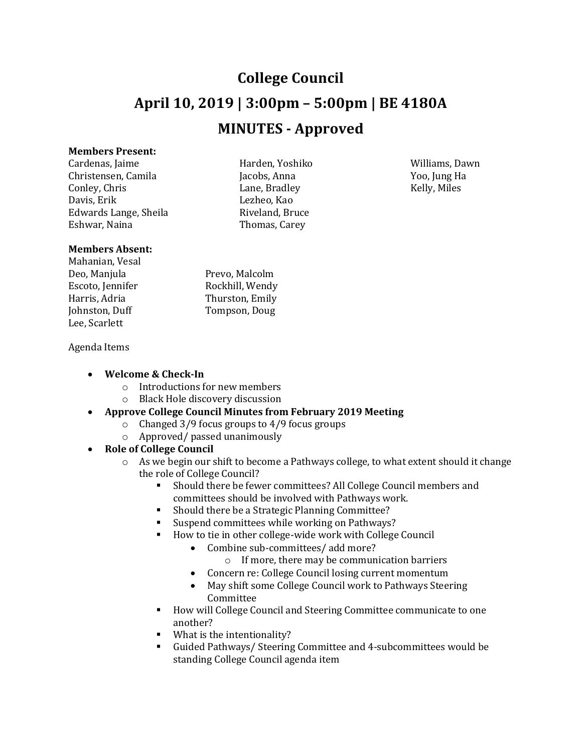# College Council

## April 10, 2019 | 3:00pm – 5:00pm | BE 4180A

## MINUTES - Approved

**Members Present:**

Cardenas, Jaime
Christensen, Camila
Conley, Chris
Davis, Erik
Edwards Lange, Sheila
Eshwar, Naina
Harden, Yoshiko
Jacobs, Anna
Lane, Bradley
Lezheo, Kao
Riveland, Bruce
Thomas, Carey
Williams, Dawn
Yoo, Jung Ha
Kelly, Miles

**Members Absent:**

Mahanian, Vesal
Deo, Manjula
Escoto, Jennifer
Harris, Adria
Johnston, Duff
Lee, Scarlett
Prevo, Malcolm
Rockhill, Wendy
Thurston, Emily
Tompson, Doug

Agenda Items

- **Welcome & Check-In**
  - Introductions for new members
  - Black Hole discovery discussion
- **Approve College Council Minutes from February 2019 Meeting**
  - Changed 3/9 focus groups to 4/9 focus groups
  - Approved/ passed unanimously
- **Role of College Council**
  - As we begin our shift to become a Pathways college, to what extent should it change the role of College Council?
    - Should there be fewer committees? All College Council members and committees should be involved with Pathways work.
    - Should there be a Strategic Planning Committee?
    - Suspend committees while working on Pathways?
    - How to tie in other college-wide work with College Council
      - Combine sub-committees/ add more?
        - If more, there may be communication barriers
      - Concern re: College Council losing current momentum
      - May shift some College Council work to Pathways Steering Committee
    - How will College Council and Steering Committee communicate to one another?
    - What is the intentionality?
    - Guided Pathways/ Steering Committee and 4-subcommittees would be standing College Council agenda item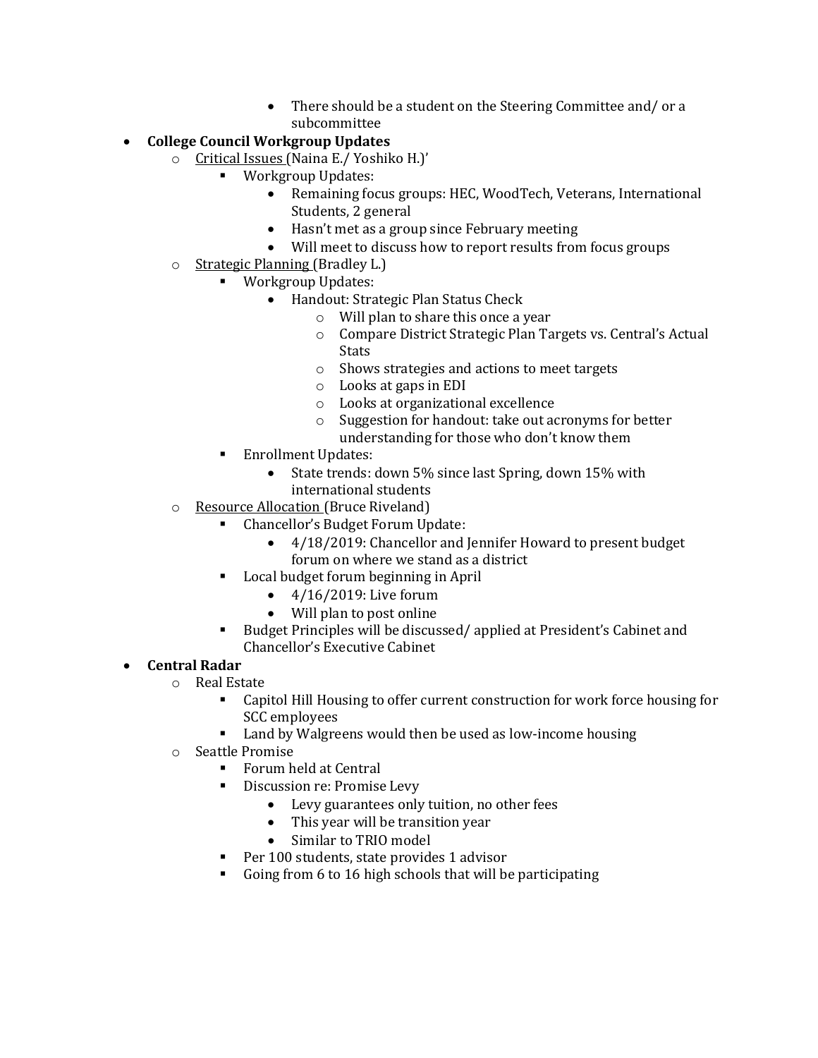- There should be a student on the Steering Committee and/ or a subcommittee

- **College Council Workgroup Updates**
  - Critical Issues (Naina E./ Yoshiko H.)'
    - Workgroup Updates:
      - Remaining focus groups: HEC, WoodTech, Veterans, International Students, 2 general
      - Hasn't met as a group since February meeting
      - Will meet to discuss how to report results from focus groups
  - Strategic Planning (Bradley L.)
    - Workgroup Updates:
      - Handout: Strategic Plan Status Check
        - Will plan to share this once a year
        - Compare District Strategic Plan Targets vs. Central's Actual Stats
        - Shows strategies and actions to meet targets
        - Looks at gaps in EDI
        - Looks at organizational excellence
        - Suggestion for handout: take out acronyms for better understanding for those who don't know them
    - Enrollment Updates:
      - State trends: down 5% since last Spring, down 15% with international students
  - Resource Allocation (Bruce Riveland)
    - Chancellor's Budget Forum Update:
      - 4/18/2019: Chancellor and Jennifer Howard to present budget forum on where we stand as a district
    - Local budget forum beginning in April
      - 4/16/2019: Live forum
      - Will plan to post online
    - Budget Principles will be discussed/ applied at President's Cabinet and Chancellor's Executive Cabinet
- **Central Radar**
  - Real Estate
    - Capitol Hill Housing to offer current construction for work force housing for SCC employees
    - Land by Walgreens would then be used as low-income housing
  - Seattle Promise
    - Forum held at Central
    - Discussion re: Promise Levy
      - Levy guarantees only tuition, no other fees
      - This year will be transition year
      - Similar to TRIO model
    - Per 100 students, state provides 1 advisor
    - Going from 6 to 16 high schools that will be participating